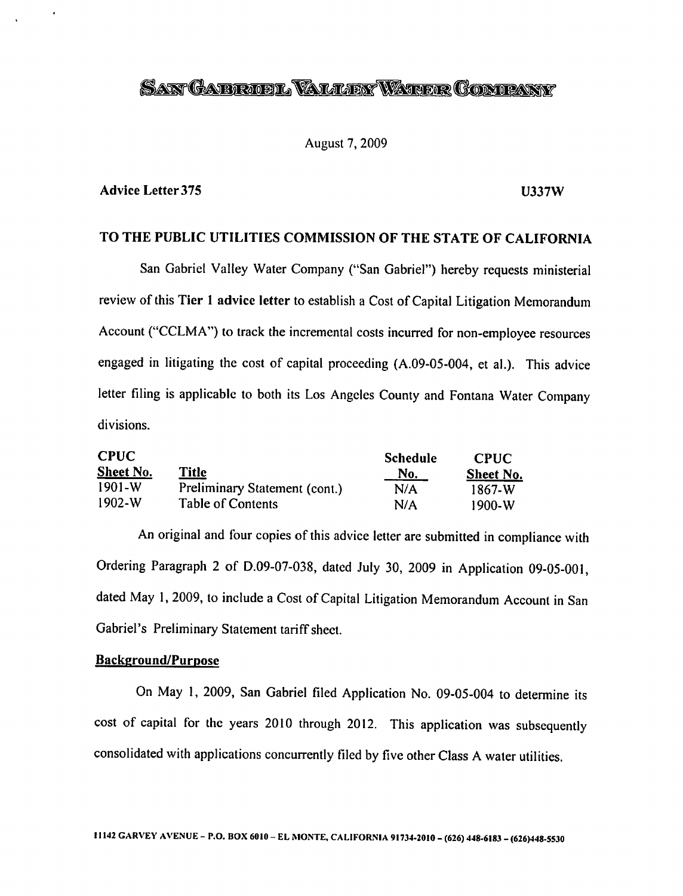# SAN GABRIEL VALLEY WATER COMPANY

August 7, 2009

**Advice Letter 375** **U337W**

## TO THE PUBLIC UTILITIES COMMISSION OF THE STATE OF CALIFORNIA

San Gabriel Valley Water Company ("San Gabriel") hereby requests ministerial review of this **Tier 1 advice letter** to establish a Cost of Capital Litigation Memorandum Account ("CCLMA") to track the incremental costs incurred for non-employee resources engaged in litigating the cost of capital proceeding (A.09-05-004, et al.). This advice letter filing is applicable to both its Los Angeles County and Fontana Water Company divisions.

| CPUC Sheet No. | Title | Schedule No. | CPUC Sheet No. |
|---|---|---|---|
| 1901-W | Preliminary Statement (cont.) | N/A | 1867-W |
| 1902-W | Table of Contents | N/A | 1900-W |

An original and four copies of this advice letter are submitted in compliance with Ordering Paragraph 2 of D.09-07-038, dated July 30, 2009 in Application 09-05-001, dated May 1, 2009, to include a Cost of Capital Litigation Memorandum Account in San Gabriel's Preliminary Statement tariff sheet.

**Background/Purpose**

On May 1, 2009, San Gabriel filed Application No. 09-05-004 to determine its cost of capital for the years 2010 through 2012. This application was subsequently consolidated with applications concurrently filed by five other Class A water utilities.

11142 GARVEY AVENUE – P.O. BOX 6010 – EL MONTE, CALIFORNIA 91734-2010 – (626) 448-6183 – (626)448-5530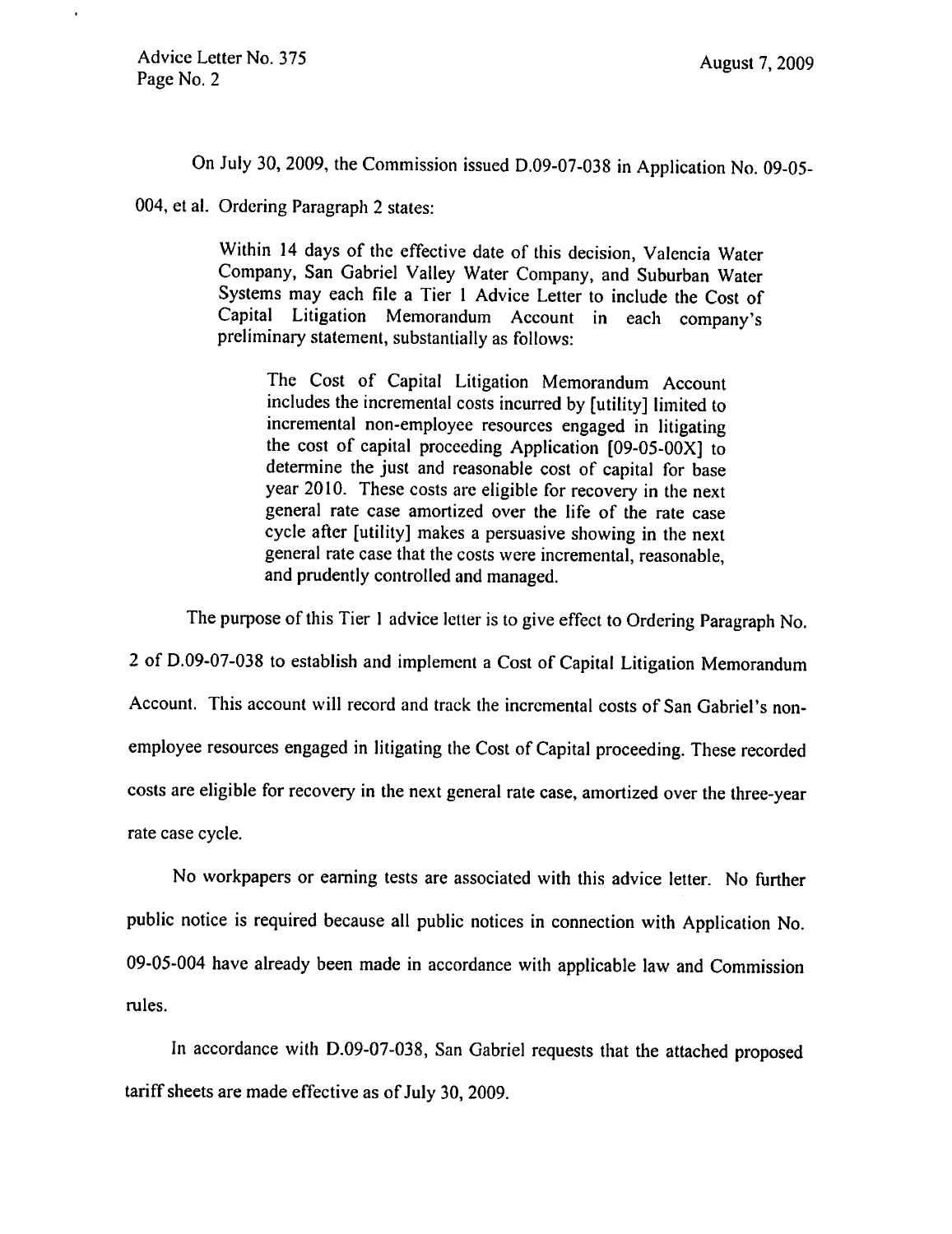On July 30, 2009, the Commission issued D.09-07-038 in Application No. 09-05-004, et al. Ordering Paragraph 2 states:

> Within 14 days of the effective date of this decision, Valencia Water Company, San Gabriel Valley Water Company, and Suburban Water Systems may each file a Tier 1 Advice Letter to include the Cost of Capital Litigation Memorandum Account in each company's preliminary statement, substantially as follows:
>
> > The Cost of Capital Litigation Memorandum Account includes the incremental costs incurred by [utility] limited to incremental non-employee resources engaged in litigating the cost of capital proceeding Application [09-05-00X] to determine the just and reasonable cost of capital for base year 2010. These costs are eligible for recovery in the next general rate case amortized over the life of the rate case cycle after [utility] makes a persuasive showing in the next general rate case that the costs were incremental, reasonable, and prudently controlled and managed.

The purpose of this Tier 1 advice letter is to give effect to Ordering Paragraph No. 2 of D.09-07-038 to establish and implement a Cost of Capital Litigation Memorandum Account. This account will record and track the incremental costs of San Gabriel's non-employee resources engaged in litigating the Cost of Capital proceeding. These recorded costs are eligible for recovery in the next general rate case, amortized over the three-year rate case cycle.

No workpapers or earning tests are associated with this advice letter. No further public notice is required because all public notices in connection with Application No. 09-05-004 have already been made in accordance with applicable law and Commission rules.

In accordance with D.09-07-038, San Gabriel requests that the attached proposed tariff sheets are made effective as of July 30, 2009.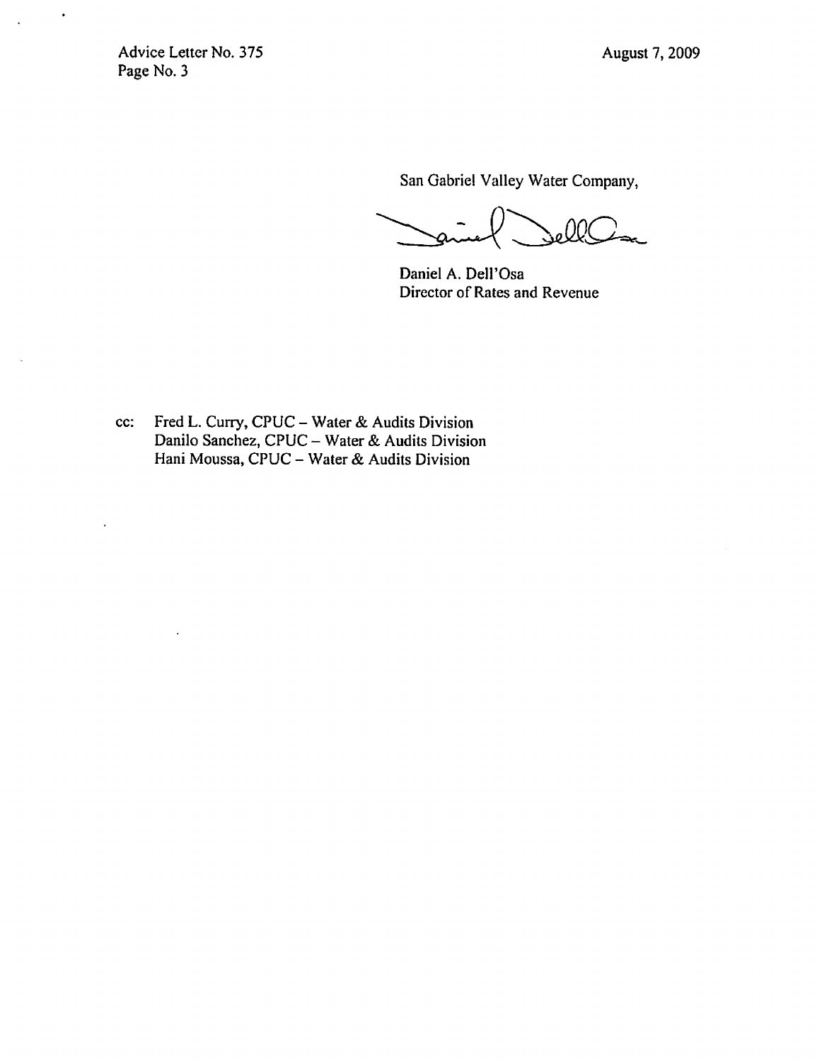Advice Letter No. 375
Page No. 3

August 7, 2009

San Gabriel Valley Water Company,

Daniel A. Dell'Osa
Director of Rates and Revenue

cc: Fred L. Curry, CPUC – Water & Audits Division
Danilo Sanchez, CPUC – Water & Audits Division
Hani Moussa, CPUC – Water & Audits Division